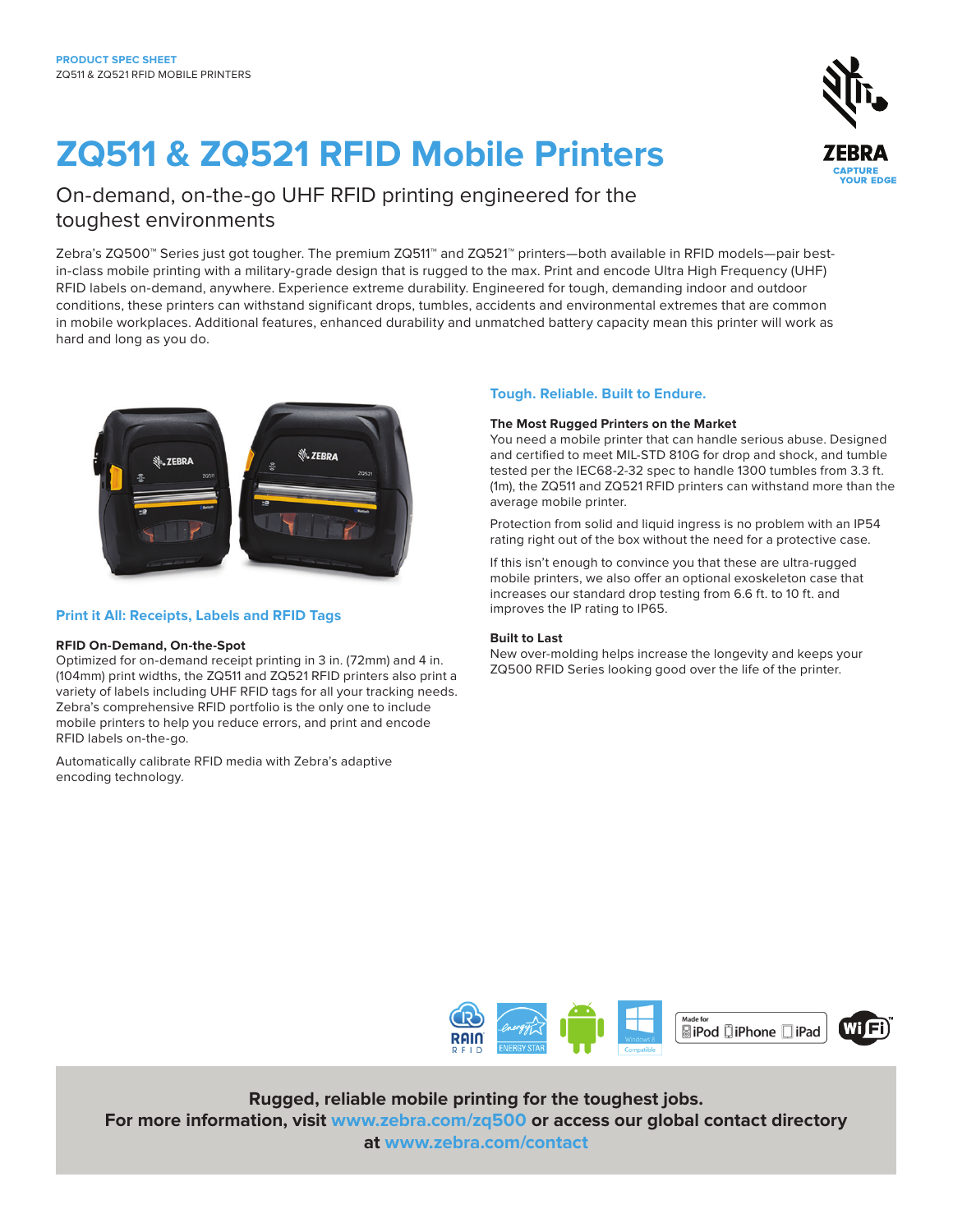PRODUCT SPEC SHEET
ZQ511 & ZQ521 RFID MOBILE PRINTERS

# ZQ511 & ZQ521 RFID Mobile Printers

## On-demand, on-the-go UHF RFID printing engineered for the toughest environments

Zebra's ZQ500™ Series just got tougher. The premium ZQ511™ and ZQ521™ printers—both available in RFID models—pair best-in-class mobile printing with a military-grade design that is rugged to the max. Print and encode Ultra High Frequency (UHF) RFID labels on-demand, anywhere. Experience extreme durability. Engineered for tough, demanding indoor and outdoor conditions, these printers can withstand significant drops, tumbles, accidents and environmental extremes that are common in mobile workplaces. Additional features, enhanced durability and unmatched battery capacity mean this printer will work as hard and long as you do.

## Print it All: Receipts, Labels and RFID Tags

### RFID On-Demand, On-the-Spot

Optimized for on-demand receipt printing in 3 in. (72mm) and 4 in. (104mm) print widths, the ZQ511 and ZQ521 RFID printers also print a variety of labels including UHF RFID tags for all your tracking needs. Zebra's comprehensive RFID portfolio is the only one to include mobile printers to help you reduce errors, and print and encode RFID labels on-the-go.

Automatically calibrate RFID media with Zebra's adaptive encoding technology.

## Tough. Reliable. Built to Endure.

### The Most Rugged Printers on the Market

You need a mobile printer that can handle serious abuse. Designed and certified to meet MIL-STD 810G for drop and shock, and tumble tested per the IEC68-2-32 spec to handle 1300 tumbles from 3.3 ft. (1m), the ZQ511 and ZQ521 RFID printers can withstand more than the average mobile printer.

Protection from solid and liquid ingress is no problem with an IP54 rating right out of the box without the need for a protective case.

If this isn't enough to convince you that these are ultra-rugged mobile printers, we also offer an optional exoskeleton case that increases our standard drop testing from 6.6 ft. to 10 ft. and improves the IP rating to IP65.

### Built to Last

New over-molding helps increase the longevity and keeps your ZQ500 RFID Series looking good over the life of the printer.

**Rugged, reliable mobile printing for the toughest jobs.**
**For more information, visit www.zebra.com/zq500 or access our global contact directory at www.zebra.com/contact**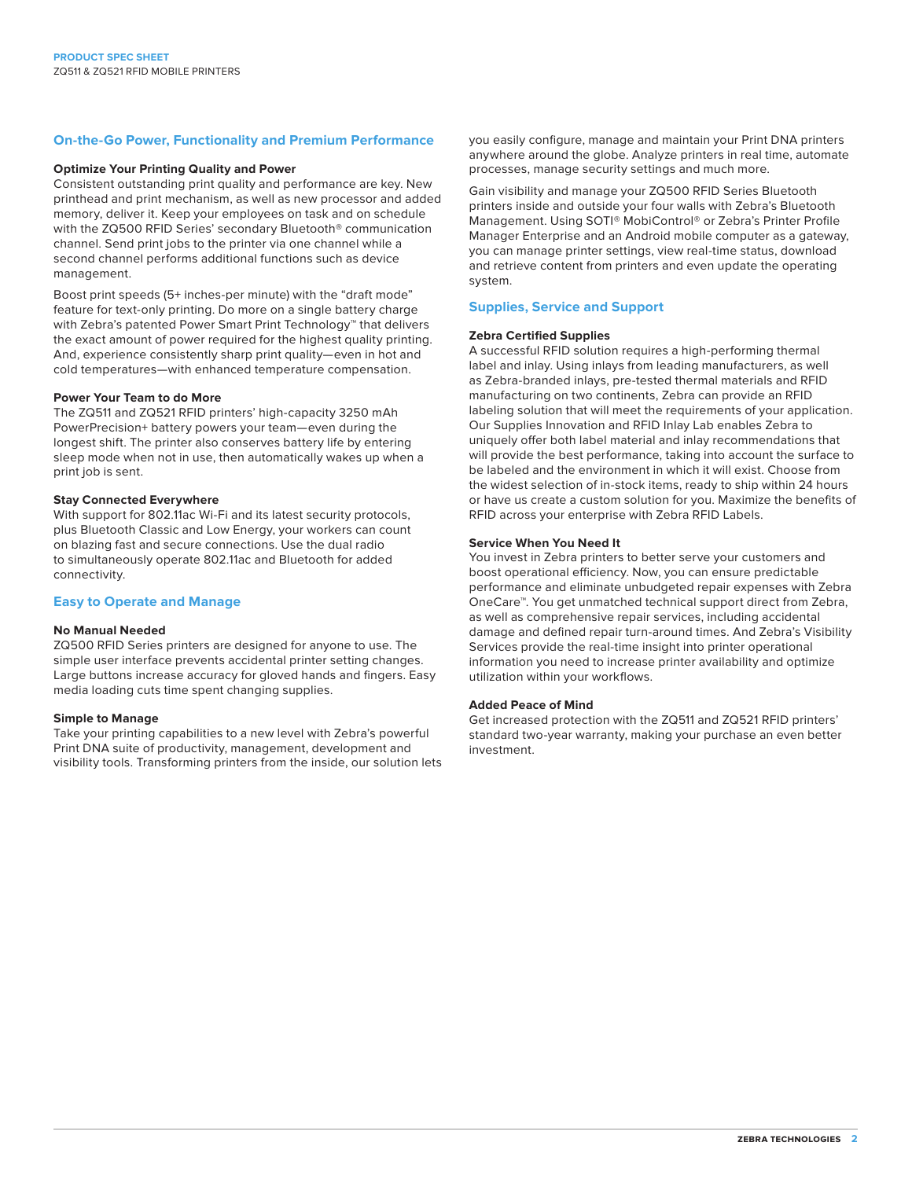## On-the-Go Power, Functionality and Premium Performance

### Optimize Your Printing Quality and Power

Consistent outstanding print quality and performance are key. New printhead and print mechanism, as well as new processor and added memory, deliver it. Keep your employees on task and on schedule with the ZQ500 RFID Series' secondary Bluetooth® communication channel. Send print jobs to the printer via one channel while a second channel performs additional functions such as device management.

Boost print speeds (5+ inches-per minute) with the "draft mode" feature for text-only printing. Do more on a single battery charge with Zebra's patented Power Smart Print Technology™ that delivers the exact amount of power required for the highest quality printing. And, experience consistently sharp print quality—even in hot and cold temperatures—with enhanced temperature compensation.

### Power Your Team to do More

The ZQ511 and ZQ521 RFID printers' high-capacity 3250 mAh PowerPrecision+ battery powers your team—even during the longest shift. The printer also conserves battery life by entering sleep mode when not in use, then automatically wakes up when a print job is sent.

### Stay Connected Everywhere

With support for 802.11ac Wi-Fi and its latest security protocols, plus Bluetooth Classic and Low Energy, your workers can count on blazing fast and secure connections. Use the dual radio to simultaneously operate 802.11ac and Bluetooth for added connectivity.

## Easy to Operate and Manage

### No Manual Needed

ZQ500 RFID Series printers are designed for anyone to use. The simple user interface prevents accidental printer setting changes. Large buttons increase accuracy for gloved hands and fingers. Easy media loading cuts time spent changing supplies.

### Simple to Manage

Take your printing capabilities to a new level with Zebra's powerful Print DNA suite of productivity, management, development and visibility tools. Transforming printers from the inside, our solution lets you easily configure, manage and maintain your Print DNA printers anywhere around the globe. Analyze printers in real time, automate processes, manage security settings and much more.

Gain visibility and manage your ZQ500 RFID Series Bluetooth printers inside and outside your four walls with Zebra's Bluetooth Management. Using SOTI® MobiControl® or Zebra's Printer Profile Manager Enterprise and an Android mobile computer as a gateway, you can manage printer settings, view real-time status, download and retrieve content from printers and even update the operating system.

## Supplies, Service and Support

### Zebra Certified Supplies

A successful RFID solution requires a high-performing thermal label and inlay. Using inlays from leading manufacturers, as well as Zebra-branded inlays, pre-tested thermal materials and RFID manufacturing on two continents, Zebra can provide an RFID labeling solution that will meet the requirements of your application. Our Supplies Innovation and RFID Inlay Lab enables Zebra to uniquely offer both label material and inlay recommendations that will provide the best performance, taking into account the surface to be labeled and the environment in which it will exist. Choose from the widest selection of in-stock items, ready to ship within 24 hours or have us create a custom solution for you. Maximize the benefits of RFID across your enterprise with Zebra RFID Labels.

### Service When You Need It

You invest in Zebra printers to better serve your customers and boost operational efficiency. Now, you can ensure predictable performance and eliminate unbudgeted repair expenses with Zebra OneCare™. You get unmatched technical support direct from Zebra, as well as comprehensive repair services, including accidental damage and defined repair turn-around times. And Zebra's Visibility Services provide the real-time insight into printer operational information you need to increase printer availability and optimize utilization within your workflows.

### Added Peace of Mind

Get increased protection with the ZQ511 and ZQ521 RFID printers' standard two-year warranty, making your purchase an even better investment.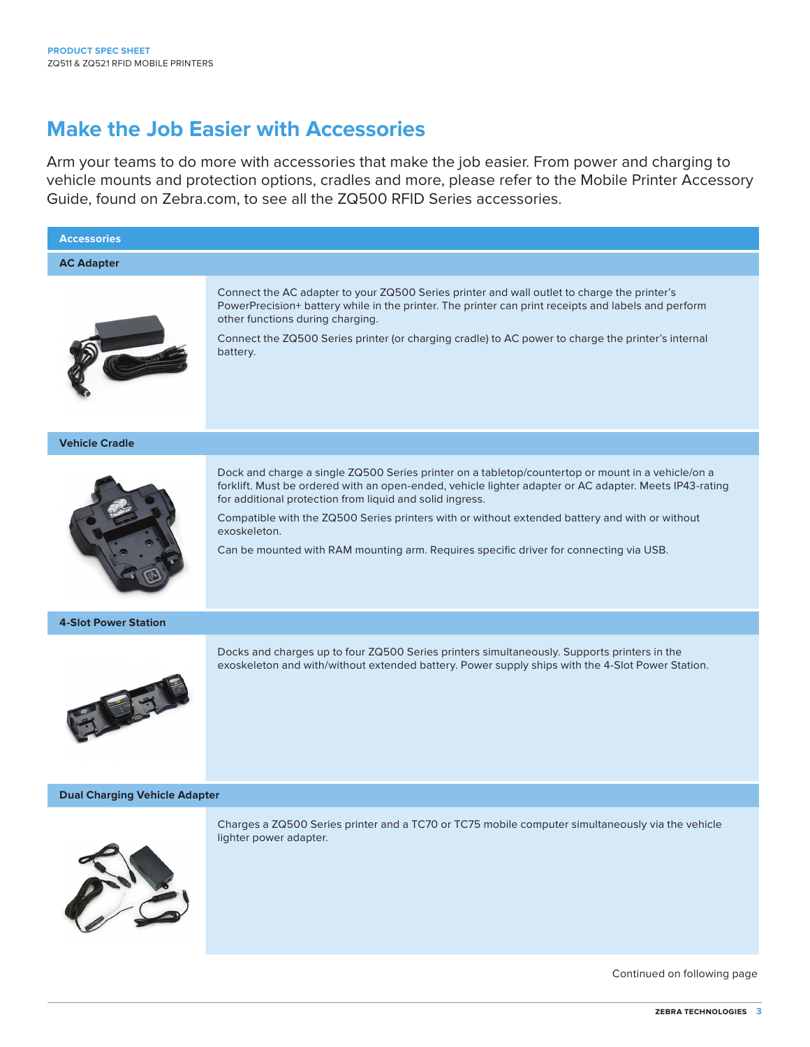# Make the Job Easier with Accessories

Arm your teams to do more with accessories that make the job easier. From power and charging to vehicle mounts and protection options, cradles and more, please refer to the Mobile Printer Accessory Guide, found on Zebra.com, to see all the ZQ500 RFID Series accessories.

## Accessories

### AC Adapter

Connect the AC adapter to your ZQ500 Series printer and wall outlet to charge the printer's PowerPrecision+ battery while in the printer. The printer can print receipts and labels and perform other functions during charging.

Connect the ZQ500 Series printer (or charging cradle) to AC power to charge the printer's internal battery.

### Vehicle Cradle

Dock and charge a single ZQ500 Series printer on a tabletop/countertop or mount in a vehicle/on a forklift. Must be ordered with an open-ended, vehicle lighter adapter or AC adapter. Meets IP43-rating for additional protection from liquid and solid ingress.

Compatible with the ZQ500 Series printers with or without extended battery and with or without exoskeleton.

Can be mounted with RAM mounting arm. Requires specific driver for connecting via USB.

### 4-Slot Power Station

Docks and charges up to four ZQ500 Series printers simultaneously. Supports printers in the exoskeleton and with/without extended battery. Power supply ships with the 4-Slot Power Station.

### Dual Charging Vehicle Adapter

Charges a ZQ500 Series printer and a TC70 or TC75 mobile computer simultaneously via the vehicle lighter power adapter.

Continued on following page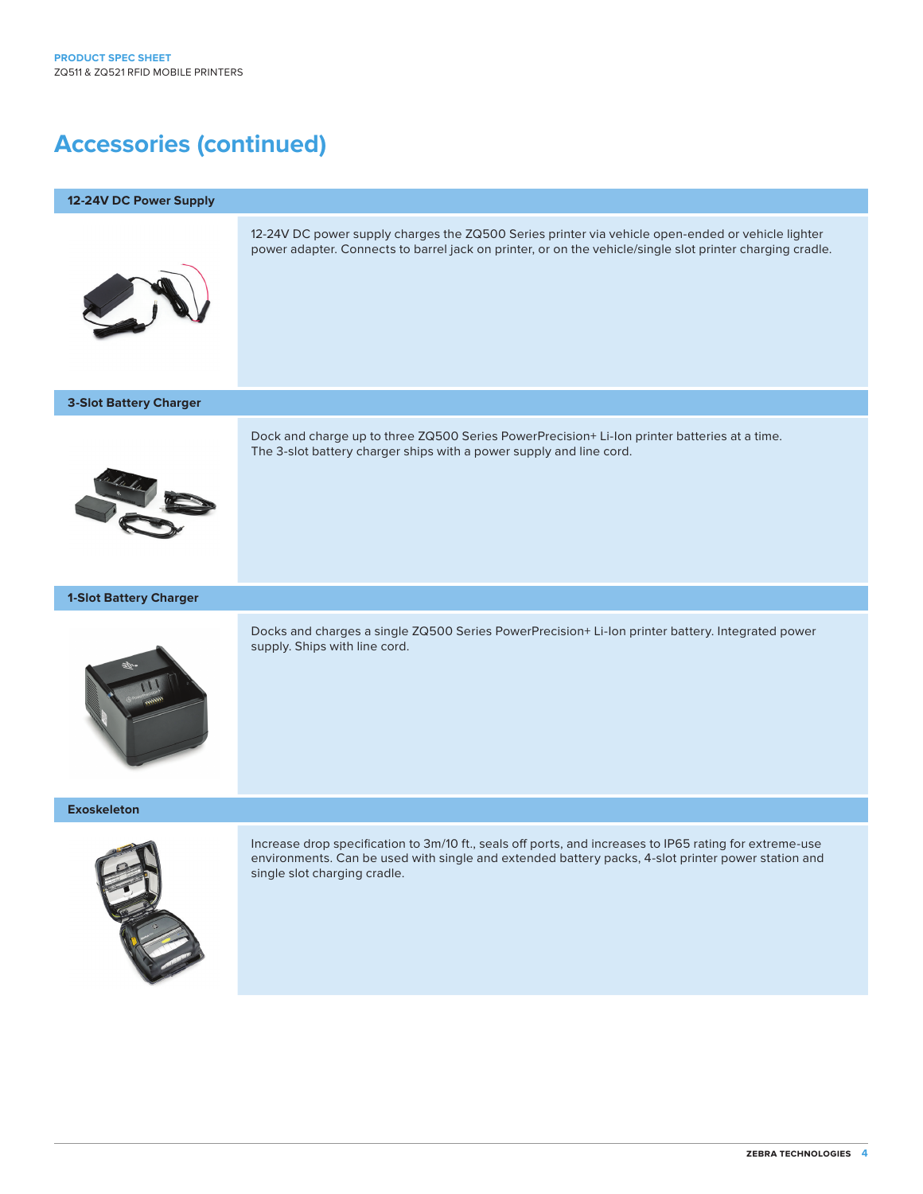## Accessories (continued)

### 12-24V DC Power Supply

12-24V DC power supply charges the ZQ500 Series printer via vehicle open-ended or vehicle lighter power adapter. Connects to barrel jack on printer, or on the vehicle/single slot printer charging cradle.

### 3-Slot Battery Charger

Dock and charge up to three ZQ500 Series PowerPrecision+ Li-Ion printer batteries at a time. The 3-slot battery charger ships with a power supply and line cord.

### 1-Slot Battery Charger

Docks and charges a single ZQ500 Series PowerPrecision+ Li-Ion printer battery. Integrated power supply. Ships with line cord.

### Exoskeleton

Increase drop specification to 3m/10 ft., seals off ports, and increases to IP65 rating for extreme-use environments. Can be used with single and extended battery packs, 4-slot printer power station and single slot charging cradle.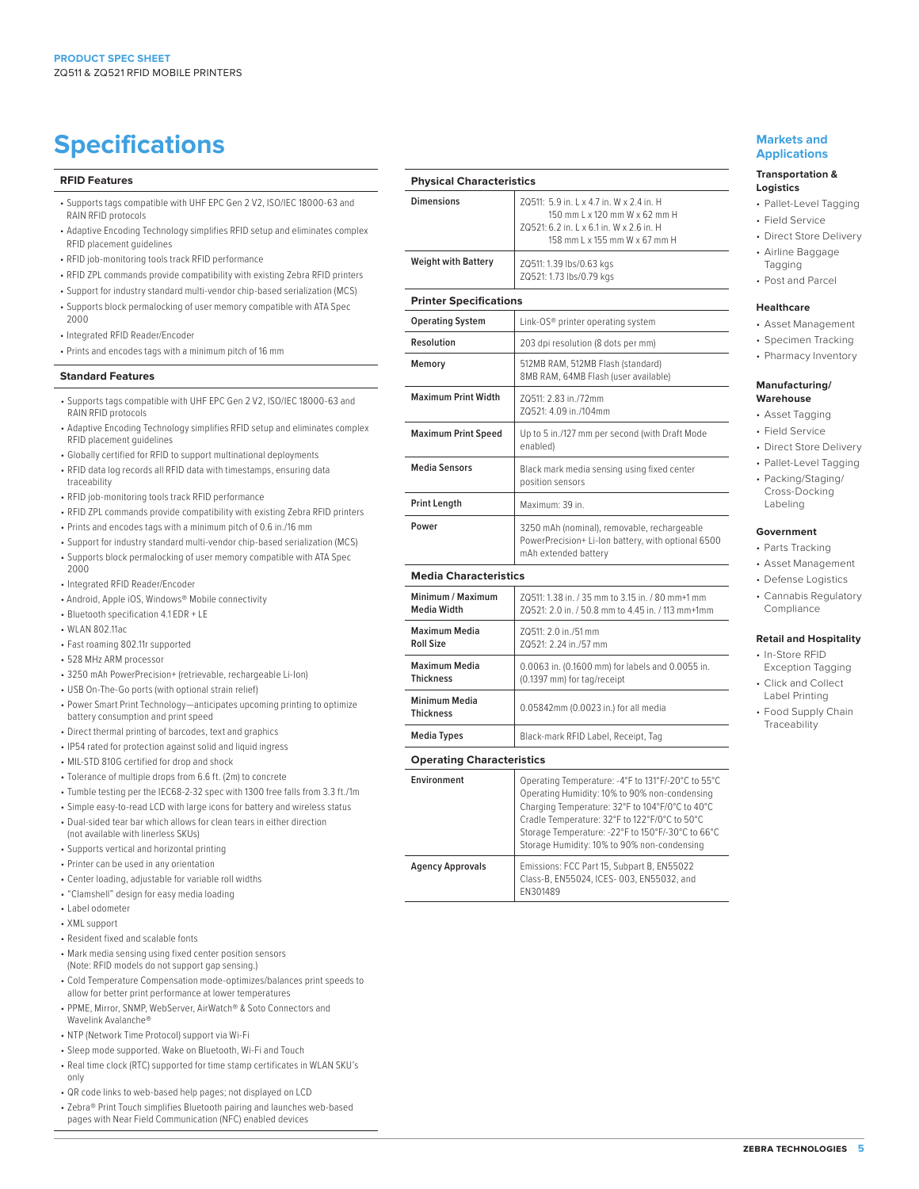# Specifications

## RFID Features

- Supports tags compatible with UHF EPC Gen 2 V2, ISO/IEC 18000-63 and RAIN RFID protocols
- Adaptive Encoding Technology simplifies RFID setup and eliminates complex RFID placement guidelines
- RFID job-monitoring tools track RFID performance
- RFID ZPL commands provide compatibility with existing Zebra RFID printers
- Support for industry standard multi-vendor chip-based serialization (MCS)
- Supports block permalocking of user memory compatible with ATA Spec 2000
- Integrated RFID Reader/Encoder
- Prints and encodes tags with a minimum pitch of 16 mm

## Standard Features

- Supports tags compatible with UHF EPC Gen 2 V2, ISO/IEC 18000-63 and RAIN RFID protocols
- Adaptive Encoding Technology simplifies RFID setup and eliminates complex RFID placement guidelines
- Globally certified for RFID to support multinational deployments
- RFID data log records all RFID data with timestamps, ensuring data traceability
- RFID job-monitoring tools track RFID performance
- RFID ZPL commands provide compatibility with existing Zebra RFID printers
- Prints and encodes tags with a minimum pitch of 0.6 in./16 mm
- Support for industry standard multi-vendor chip-based serialization (MCS)
- Supports block permalocking of user memory compatible with ATA Spec 2000
- Integrated RFID Reader/Encoder
- Android, Apple iOS, Windows® Mobile connectivity
- Bluetooth specification 4.1 EDR + LE
- WLAN 802.11ac
- Fast roaming 802.11r supported
- 528 MHz ARM processor
- 3250 mAh PowerPrecision+ (retrievable, rechargeable Li-Ion)
- USB On-The-Go ports (with optional strain relief)
- Power Smart Print Technology—anticipates upcoming printing to optimize battery consumption and print speed
- Direct thermal printing of barcodes, text and graphics
- IP54 rated for protection against solid and liquid ingress
- MIL-STD 810G certified for drop and shock
- Tolerance of multiple drops from 6.6 ft. (2m) to concrete
- Tumble testing per the IEC68-2-32 spec with 1300 free falls from 3.3 ft./1m
- Simple easy-to-read LCD with large icons for battery and wireless status
- Dual-sided tear bar which allows for clean tears in either direction (not available with linerless SKUs)
- Supports vertical and horizontal printing
- Printer can be used in any orientation
- Center loading, adjustable for variable roll widths
- "Clamshell" design for easy media loading
- Label odometer
- XML support
- Resident fixed and scalable fonts
- Mark media sensing using fixed center position sensors (Note: RFID models do not support gap sensing.)
- Cold Temperature Compensation mode-optimizes/balances print speeds to allow for better print performance at lower temperatures
- PPME, Mirror, SNMP, WebServer, AirWatch® & Soto Connectors and Wavelink Avalanche®
- NTP (Network Time Protocol) support via Wi-Fi
- Sleep mode supported. Wake on Bluetooth, Wi-Fi and Touch
- Real time clock (RTC) supported for time stamp certificates in WLAN SKU's only
- QR code links to web-based help pages; not displayed on LCD
- Zebra® Print Touch simplifies Bluetooth pairing and launches web-based pages with Near Field Communication (NFC) enabled devices

## Physical Characteristics

| | |
|---|---|
| **Dimensions** | ZQ511: 5.9 in. L x 4.7 in. W x 2.4 in. H<br>150 mm L x 120 mm W x 62 mm H<br>ZQ521: 6.2 in. L x 6.1 in. W x 2.6 in. H<br>158 mm L x 155 mm W x 67 mm H |
| **Weight with Battery** | ZQ511: 1.39 lbs/0.63 kgs<br>ZQ521: 1.73 lbs/0.79 kgs |

## Printer Specifications

| | |
|---|---|
| **Operating System** | Link-OS® printer operating system |
| **Resolution** | 203 dpi resolution (8 dots per mm) |
| **Memory** | 512MB RAM, 512MB Flash (standard)<br>8MB RAM, 64MB Flash (user available) |
| **Maximum Print Width** | ZQ511: 2.83 in./72mm<br>ZQ521: 4.09 in./104mm |
| **Maximum Print Speed** | Up to 5 in./127 mm per second (with Draft Mode enabled) |
| **Media Sensors** | Black mark media sensing using fixed center position sensors |
| **Print Length** | Maximum: 39 in. |
| **Power** | 3250 mAh (nominal), removable, rechargeable PowerPrecision+ Li-Ion battery, with optional 6500 mAh extended battery |

## Media Characteristics

| | |
|---|---|
| **Minimum / Maximum Media Width** | ZQ511: 1.38 in. / 35 mm to 3.15 in. / 80 mm+1 mm<br>ZQ521: 2.0 in. / 50.8 mm to 4.45 in. / 113 mm+1mm |
| **Maximum Media Roll Size** | ZQ511: 2.0 in./51 mm<br>ZQ521: 2.24 in./57 mm |
| **Maximum Media Thickness** | 0.0063 in. (0.1600 mm) for labels and 0.0055 in. (0.1397 mm) for tag/receipt |
| **Minimum Media Thickness** | 0.05842mm (0.0023 in.) for all media |
| **Media Types** | Black-mark RFID Label, Receipt, Tag |

## Operating Characteristics

| | |
|---|---|
| **Environment** | Operating Temperature: -4°F to 131°F/-20°C to 55°C<br>Operating Humidity: 10% to 90% non-condensing<br>Charging Temperature: 32°F to 104°F/0°C to 40°C<br>Cradle Temperature: 32°F to 122°F/0°C to 50°C<br>Storage Temperature: -22°F to 150°F/-30°C to 66°C<br>Storage Humidity: 10% to 90% non-condensing |
| **Agency Approvals** | Emissions: FCC Part 15, Subpart B, EN55022 Class-B, EN55024, ICES- 003, EN55032, and EN301489 |

## Markets and Applications

### Transportation & Logistics

- Pallet-Level Tagging
- Field Service
- Direct Store Delivery
- Airline Baggage Tagging
- Post and Parcel

### Healthcare

- Asset Management
- Specimen Tracking
- Pharmacy Inventory

### Manufacturing/Warehouse

- Asset Tagging
- Field Service
- Direct Store Delivery
- Pallet-Level Tagging
- Packing/Staging/Cross-Docking Labeling

### Government

- Parts Tracking
- Asset Management
- Defense Logistics
- Cannabis Regulatory Compliance

### Retail and Hospitality

- In-Store RFID Exception Tagging
- Click and Collect Label Printing
- Food Supply Chain Traceability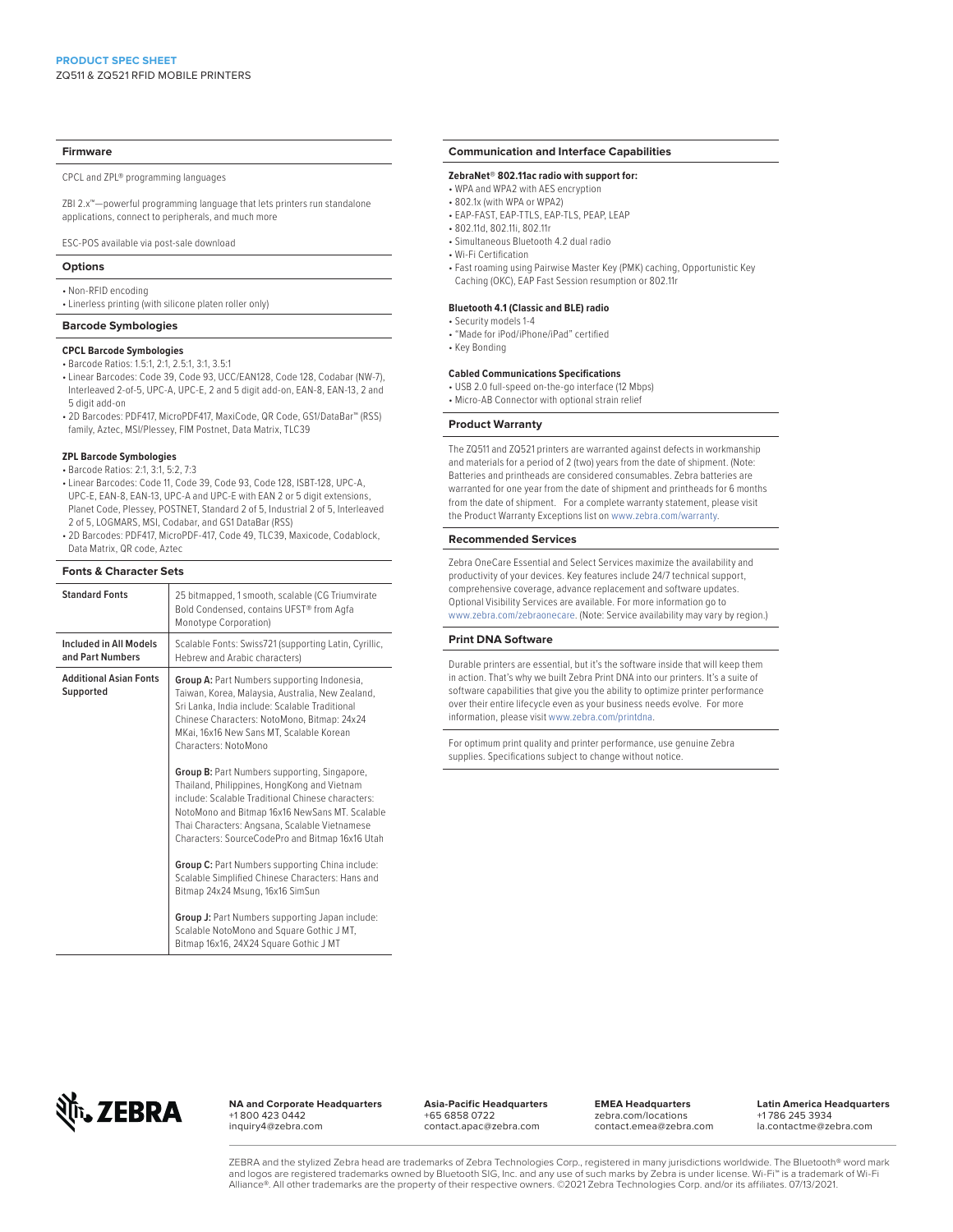## Firmware

CPCL and ZPL® programming languages

ZBI 2.x™—powerful programming language that lets printers run standalone applications, connect to peripherals, and much more

ESC-POS available via post-sale download

## Options

- Non-RFID encoding
- Linerless printing (with silicone platen roller only)

## Barcode Symbologies

**CPCL Barcode Symbologies**

- Barcode Ratios: 1.5:1, 2:1, 2.5:1, 3:1, 3.5:1
- Linear Barcodes: Code 39, Code 93, UCC/EAN128, Code 128, Codabar (NW-7), Interleaved 2-of-5, UPC-A, UPC-E, 2 and 5 digit add-on, EAN-8, EAN-13, 2 and 5 digit add-on
- 2D Barcodes: PDF417, MicroPDF417, MaxiCode, QR Code, GS1/DataBar™ (RSS) family, Aztec, MSI/Plessey, FIM Postnet, Data Matrix, TLC39

**ZPL Barcode Symbologies**

- Barcode Ratios: 2:1, 3:1, 5:2, 7:3
- Linear Barcodes: Code 11, Code 39, Code 93, Code 128, ISBT-128, UPC-A, UPC-E, EAN-8, EAN-13, UPC-A and UPC-E with EAN 2 or 5 digit extensions, Planet Code, Plessey, POSTNET, Standard 2 of 5, Industrial 2 of 5, Interleaved 2 of 5, LOGMARS, MSI, Codabar, and GS1 DataBar (RSS)
- 2D Barcodes: PDF417, MicroPDF-417, Code 49, TLC39, Maxicode, Codablock, Data Matrix, QR code, Aztec

## Fonts & Character Sets

| | |
|---|---|
| **Standard Fonts** | 25 bitmapped, 1 smooth, scalable (CG Triumvirate Bold Condensed, contains UFST® from Agfa Monotype Corporation) |
| **Included in All Models and Part Numbers** | Scalable Fonts: Swiss721 (supporting Latin, Cyrillic, Hebrew and Arabic characters) |
| **Additional Asian Fonts Supported** | **Group A:** Part Numbers supporting Indonesia, Taiwan, Korea, Malaysia, Australia, New Zealand, Sri Lanka, India include: Scalable Traditional Chinese Characters: NotoMono, Bitmap: 24x24 MKai, 16x16 New Sans MT, Scalable Korean Characters: NotoMono<br><br>**Group B:** Part Numbers supporting, Singapore, Thailand, Philippines, HongKong and Vietnam include: Scalable Traditional Chinese characters: NotoMono and Bitmap 16x16 NewSans MT. Scalable Thai Characters: Angsana, Scalable Vietnamese Characters: SourceCodePro and Bitmap 16x16 Utah<br><br>**Group C:** Part Numbers supporting China include: Scalable Simplified Chinese Characters: Hans and Bitmap 24x24 Msung, 16x16 SimSun<br><br>**Group J:** Part Numbers supporting Japan include: Scalable NotoMono and Square Gothic J MT, Bitmap 16x16, 24X24 Square Gothic J MT |

## Communication and Interface Capabilities

**ZebraNet® 802.11ac radio with support for:**

- WPA and WPA2 with AES encryption
- 802.1x (with WPA or WPA2)
- EAP-FAST, EAP-TTLS, EAP-TLS, PEAP, LEAP
- 802.11d, 802.11i, 802.11r
- Simultaneous Bluetooth 4.2 dual radio
- Wi-Fi Certification
- Fast roaming using Pairwise Master Key (PMK) caching, Opportunistic Key Caching (OKC), EAP Fast Session resumption or 802.11r

**Bluetooth 4.1 (Classic and BLE) radio**

- Security models 1-4
- "Made for iPod/iPhone/iPad" certified
- Key Bonding

**Cabled Communications Specifications**

- USB 2.0 full-speed on-the-go interface (12 Mbps)
- Micro-AB Connector with optional strain relief

## Product Warranty

The ZQ511 and ZQ521 printers are warranted against defects in workmanship and materials for a period of 2 (two) years from the date of shipment. (Note: Batteries and printheads are considered consumables. Zebra batteries are warranted for one year from the date of shipment and printheads for 6 months from the date of shipment. For a complete warranty statement, please visit the Product Warranty Exceptions list on www.zebra.com/warranty.

## Recommended Services

Zebra OneCare Essential and Select Services maximize the availability and productivity of your devices. Key features include 24/7 technical support, comprehensive coverage, advance replacement and software updates. Optional Visibility Services are available. For more information go to www.zebra.com/zebraonecare. (Note: Service availability may vary by region.)

## Print DNA Software

Durable printers are essential, but it's the software inside that will keep them in action. That's why we built Zebra Print DNA into our printers. It's a suite of software capabilities that give you the ability to optimize printer performance over their entire lifecycle even as your business needs evolve. For more information, please visit www.zebra.com/printdna.

For optimum print quality and printer performance, use genuine Zebra supplies. Specifications subject to change without notice.

**NA and Corporate Headquarters**
+1 800 423 0442
inquiry4@zebra.com

**Asia-Pacific Headquarters**
+65 6858 0722
contact.apac@zebra.com

**EMEA Headquarters**
zebra.com/locations
contact.emea@zebra.com

**Latin America Headquarters**
+1 786 245 3934
la.contactme@zebra.com

ZEBRA and the stylized Zebra head are trademarks of Zebra Technologies Corp., registered in many jurisdictions worldwide. The Bluetooth® word mark and logos are registered trademarks owned by Bluetooth SIG, Inc. and any use of such marks by Zebra is under license. Wi-Fi™ is a trademark of Wi-Fi Alliance®. All other trademarks are the property of their respective owners. ©2021 Zebra Technologies Corp. and/or its affiliates. 07/13/2021.